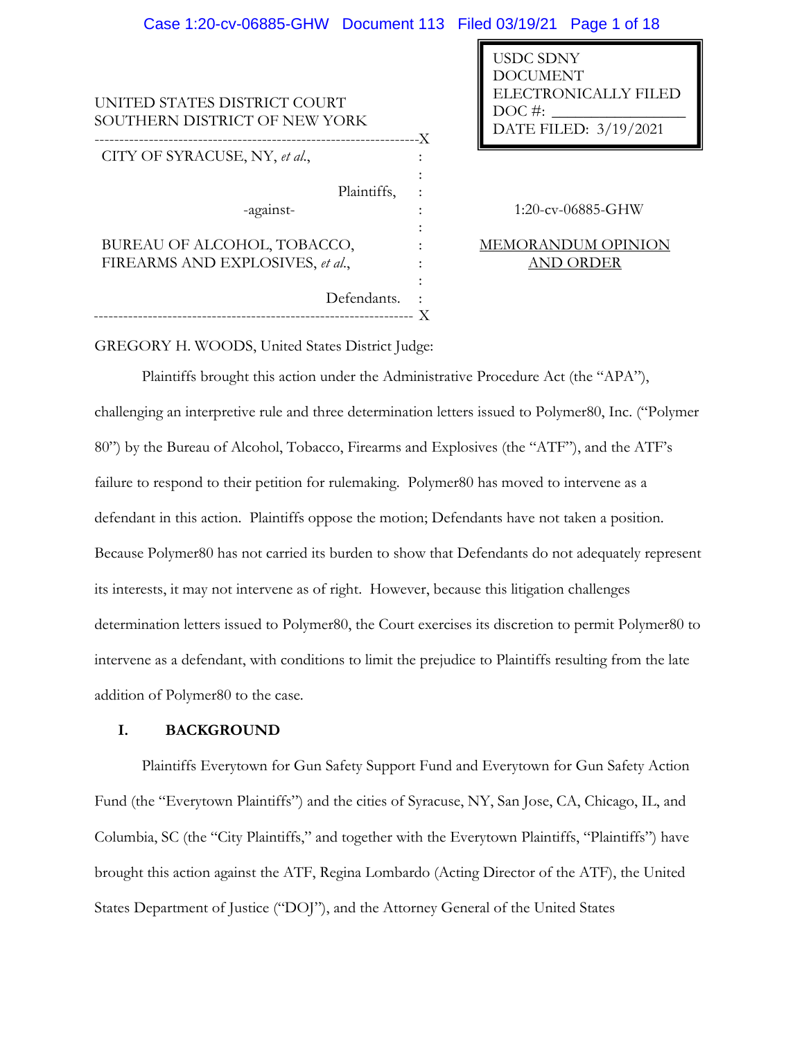UNITED STATES DISTRICT COURT
SOUTHERN DISTRICT OF NEW YORK

USDC SDNY
DOCUMENT
ELECTRONICALLY FILED
DOC #: _______________
DATE FILED: 3/19/2021

CITY OF SYRACUSE, NY, *et al.*,

Plaintiffs,

-against-

BUREAU OF ALCOHOL, TOBACCO, FIREARMS AND EXPLOSIVES, *et al.*,

Defendants.

1:20-cv-06885-GHW

MEMORANDUM OPINION AND ORDER

GREGORY H. WOODS, United States District Judge:

Plaintiffs brought this action under the Administrative Procedure Act (the "APA"), challenging an interpretive rule and three determination letters issued to Polymer80, Inc. ("Polymer 80") by the Bureau of Alcohol, Tobacco, Firearms and Explosives (the "ATF"), and the ATF's failure to respond to their petition for rulemaking. Polymer80 has moved to intervene as a defendant in this action. Plaintiffs oppose the motion; Defendants have not taken a position. Because Polymer80 has not carried its burden to show that Defendants do not adequately represent its interests, it may not intervene as of right. However, because this litigation challenges determination letters issued to Polymer80, the Court exercises its discretion to permit Polymer80 to intervene as a defendant, with conditions to limit the prejudice to Plaintiffs resulting from the late addition of Polymer80 to the case.

## I. BACKGROUND

Plaintiffs Everytown for Gun Safety Support Fund and Everytown for Gun Safety Action Fund (the "Everytown Plaintiffs") and the cities of Syracuse, NY, San Jose, CA, Chicago, IL, and Columbia, SC (the "City Plaintiffs," and together with the Everytown Plaintiffs, "Plaintiffs") have brought this action against the ATF, Regina Lombardo (Acting Director of the ATF), the United States Department of Justice ("DOJ"), and the Attorney General of the United States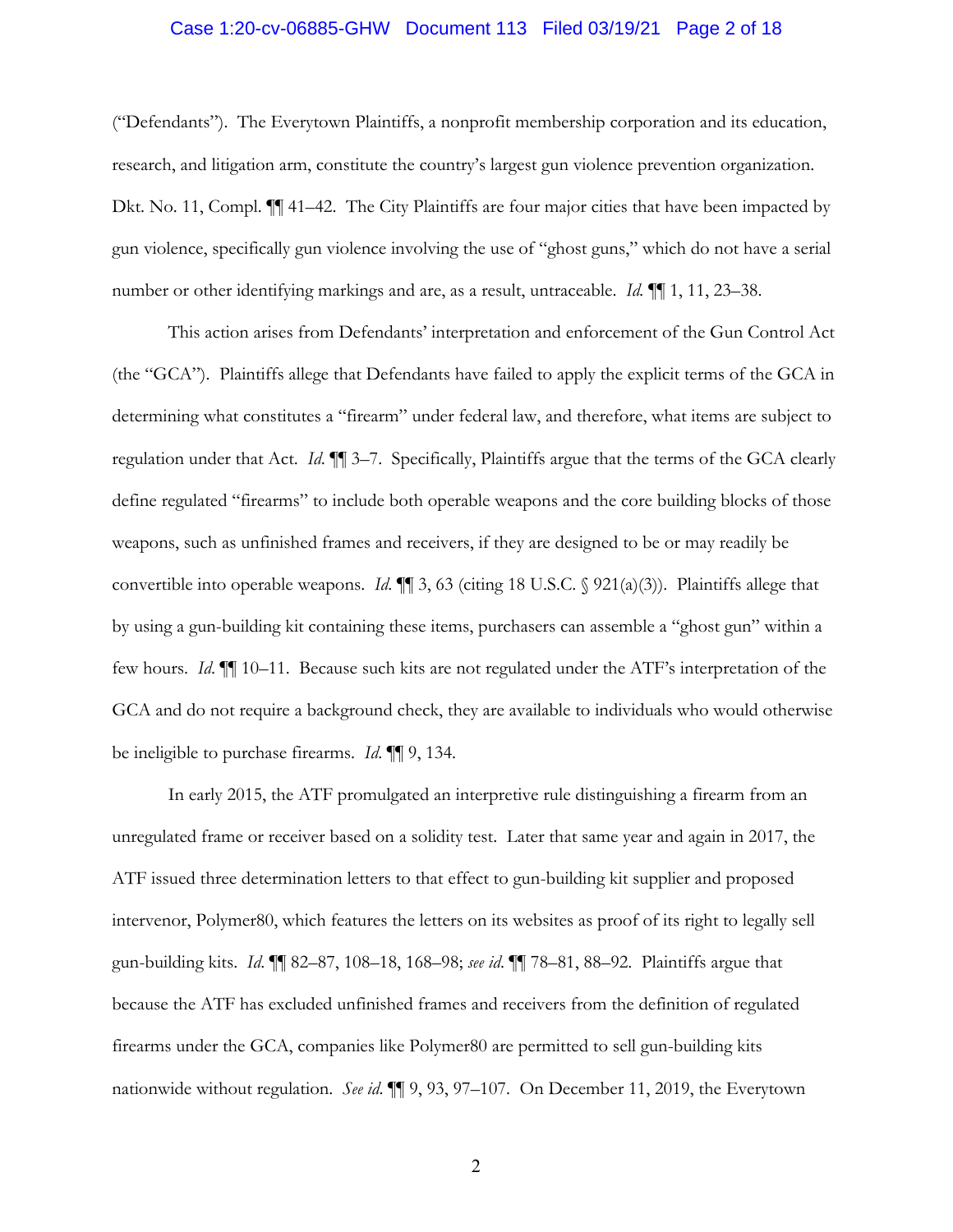("Defendants"). The Everytown Plaintiffs, a nonprofit membership corporation and its education, research, and litigation arm, constitute the country's largest gun violence prevention organization. Dkt. No. 11, Compl. ¶¶ 41–42. The City Plaintiffs are four major cities that have been impacted by gun violence, specifically gun violence involving the use of "ghost guns," which do not have a serial number or other identifying markings and are, as a result, untraceable. *Id.* ¶¶ 1, 11, 23–38.

This action arises from Defendants' interpretation and enforcement of the Gun Control Act (the "GCA"). Plaintiffs allege that Defendants have failed to apply the explicit terms of the GCA in determining what constitutes a "firearm" under federal law, and therefore, what items are subject to regulation under that Act. *Id.* ¶¶ 3–7. Specifically, Plaintiffs argue that the terms of the GCA clearly define regulated "firearms" to include both operable weapons and the core building blocks of those weapons, such as unfinished frames and receivers, if they are designed to be or may readily be convertible into operable weapons. *Id.* ¶¶ 3, 63 (citing 18 U.S.C. § 921(a)(3)). Plaintiffs allege that by using a gun-building kit containing these items, purchasers can assemble a "ghost gun" within a few hours. *Id.* ¶¶ 10–11. Because such kits are not regulated under the ATF's interpretation of the GCA and do not require a background check, they are available to individuals who would otherwise be ineligible to purchase firearms. *Id.* ¶¶ 9, 134.

In early 2015, the ATF promulgated an interpretive rule distinguishing a firearm from an unregulated frame or receiver based on a solidity test. Later that same year and again in 2017, the ATF issued three determination letters to that effect to gun-building kit supplier and proposed intervenor, Polymer80, which features the letters on its websites as proof of its right to legally sell gun-building kits. *Id.* ¶¶ 82–87, 108–18, 168–98; *see id.* ¶¶ 78–81, 88–92. Plaintiffs argue that because the ATF has excluded unfinished frames and receivers from the definition of regulated firearms under the GCA, companies like Polymer80 are permitted to sell gun-building kits nationwide without regulation. *See id.* ¶¶ 9, 93, 97–107. On December 11, 2019, the Everytown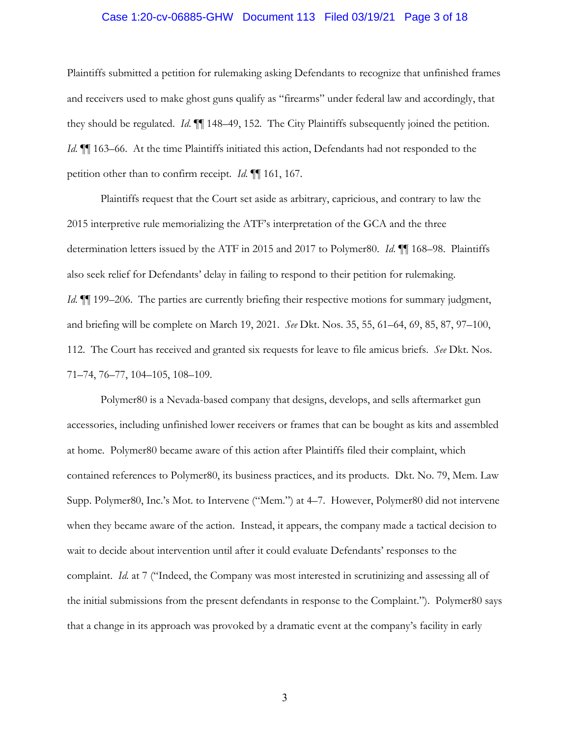Plaintiffs submitted a petition for rulemaking asking Defendants to recognize that unfinished frames and receivers used to make ghost guns qualify as "firearms" under federal law and accordingly, that they should be regulated. *Id.* ¶¶ 148–49, 152. The City Plaintiffs subsequently joined the petition. *Id.* ¶¶ 163–66. At the time Plaintiffs initiated this action, Defendants had not responded to the petition other than to confirm receipt. *Id.* ¶¶ 161, 167.

Plaintiffs request that the Court set aside as arbitrary, capricious, and contrary to law the 2015 interpretive rule memorializing the ATF's interpretation of the GCA and the three determination letters issued by the ATF in 2015 and 2017 to Polymer80. *Id.* ¶¶ 168–98. Plaintiffs also seek relief for Defendants' delay in failing to respond to their petition for rulemaking. *Id.* ¶¶ 199–206. The parties are currently briefing their respective motions for summary judgment, and briefing will be complete on March 19, 2021. *See* Dkt. Nos. 35, 55, 61–64, 69, 85, 87, 97–100, 112. The Court has received and granted six requests for leave to file amicus briefs. *See* Dkt. Nos. 71–74, 76–77, 104–105, 108–109.

Polymer80 is a Nevada-based company that designs, develops, and sells aftermarket gun accessories, including unfinished lower receivers or frames that can be bought as kits and assembled at home. Polymer80 became aware of this action after Plaintiffs filed their complaint, which contained references to Polymer80, its business practices, and its products. Dkt. No. 79, Mem. Law Supp. Polymer80, Inc.'s Mot. to Intervene ("Mem.") at 4–7. However, Polymer80 did not intervene when they became aware of the action. Instead, it appears, the company made a tactical decision to wait to decide about intervention until after it could evaluate Defendants' responses to the complaint. *Id.* at 7 ("Indeed, the Company was most interested in scrutinizing and assessing all of the initial submissions from the present defendants in response to the Complaint."). Polymer80 says that a change in its approach was provoked by a dramatic event at the company's facility in early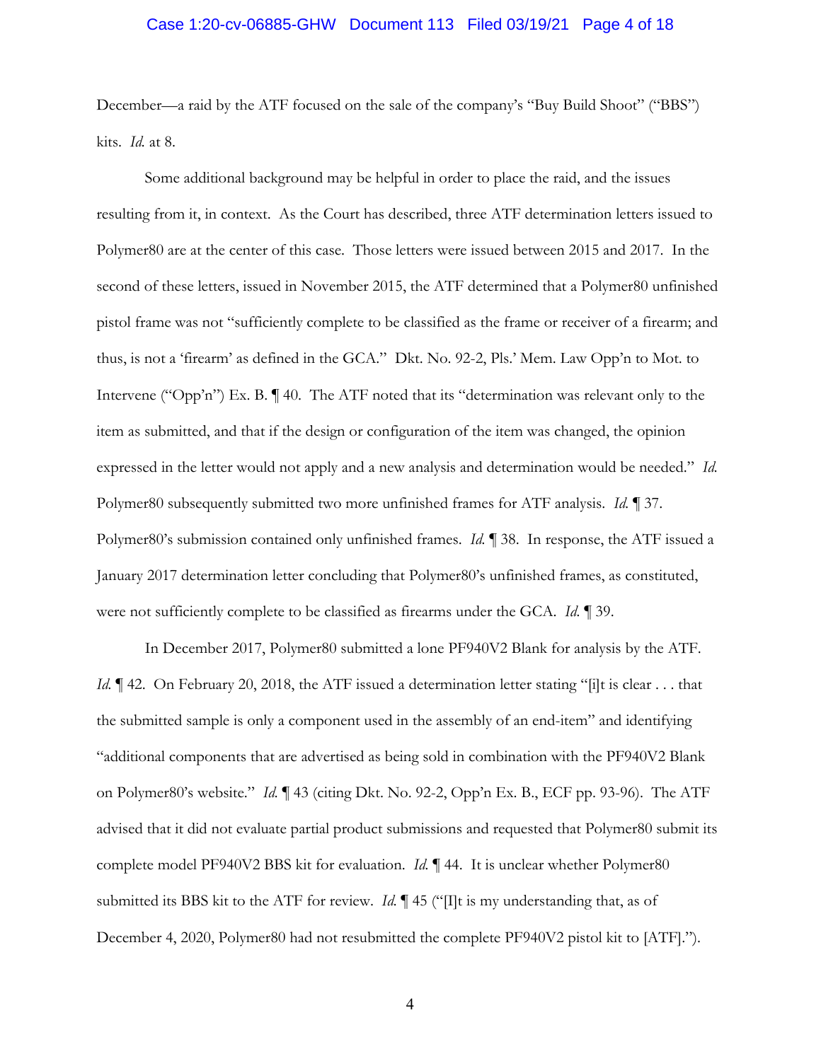December—a raid by the ATF focused on the sale of the company's "Buy Build Shoot" ("BBS") kits. *Id.* at 8.

Some additional background may be helpful in order to place the raid, and the issues resulting from it, in context. As the Court has described, three ATF determination letters issued to Polymer80 are at the center of this case. Those letters were issued between 2015 and 2017. In the second of these letters, issued in November 2015, the ATF determined that a Polymer80 unfinished pistol frame was not "sufficiently complete to be classified as the frame or receiver of a firearm; and thus, is not a 'firearm' as defined in the GCA." Dkt. No. 92-2, Pls.' Mem. Law Opp'n to Mot. to Intervene ("Opp'n") Ex. B. ¶ 40. The ATF noted that its "determination was relevant only to the item as submitted, and that if the design or configuration of the item was changed, the opinion expressed in the letter would not apply and a new analysis and determination would be needed." *Id.* Polymer80 subsequently submitted two more unfinished frames for ATF analysis. *Id.* ¶ 37. Polymer80's submission contained only unfinished frames. *Id.* ¶ 38. In response, the ATF issued a January 2017 determination letter concluding that Polymer80's unfinished frames, as constituted, were not sufficiently complete to be classified as firearms under the GCA. *Id.* ¶ 39.

In December 2017, Polymer80 submitted a lone PF940V2 Blank for analysis by the ATF. *Id.* ¶ 42. On February 20, 2018, the ATF issued a determination letter stating "[i]t is clear . . . that the submitted sample is only a component used in the assembly of an end-item" and identifying "additional components that are advertised as being sold in combination with the PF940V2 Blank on Polymer80's website." *Id.* ¶ 43 (citing Dkt. No. 92-2, Opp'n Ex. B., ECF pp. 93-96). The ATF advised that it did not evaluate partial product submissions and requested that Polymer80 submit its complete model PF940V2 BBS kit for evaluation. *Id.* ¶ 44. It is unclear whether Polymer80 submitted its BBS kit to the ATF for review. *Id.* ¶ 45 ("[I]t is my understanding that, as of December 4, 2020, Polymer80 had not resubmitted the complete PF940V2 pistol kit to [ATF].").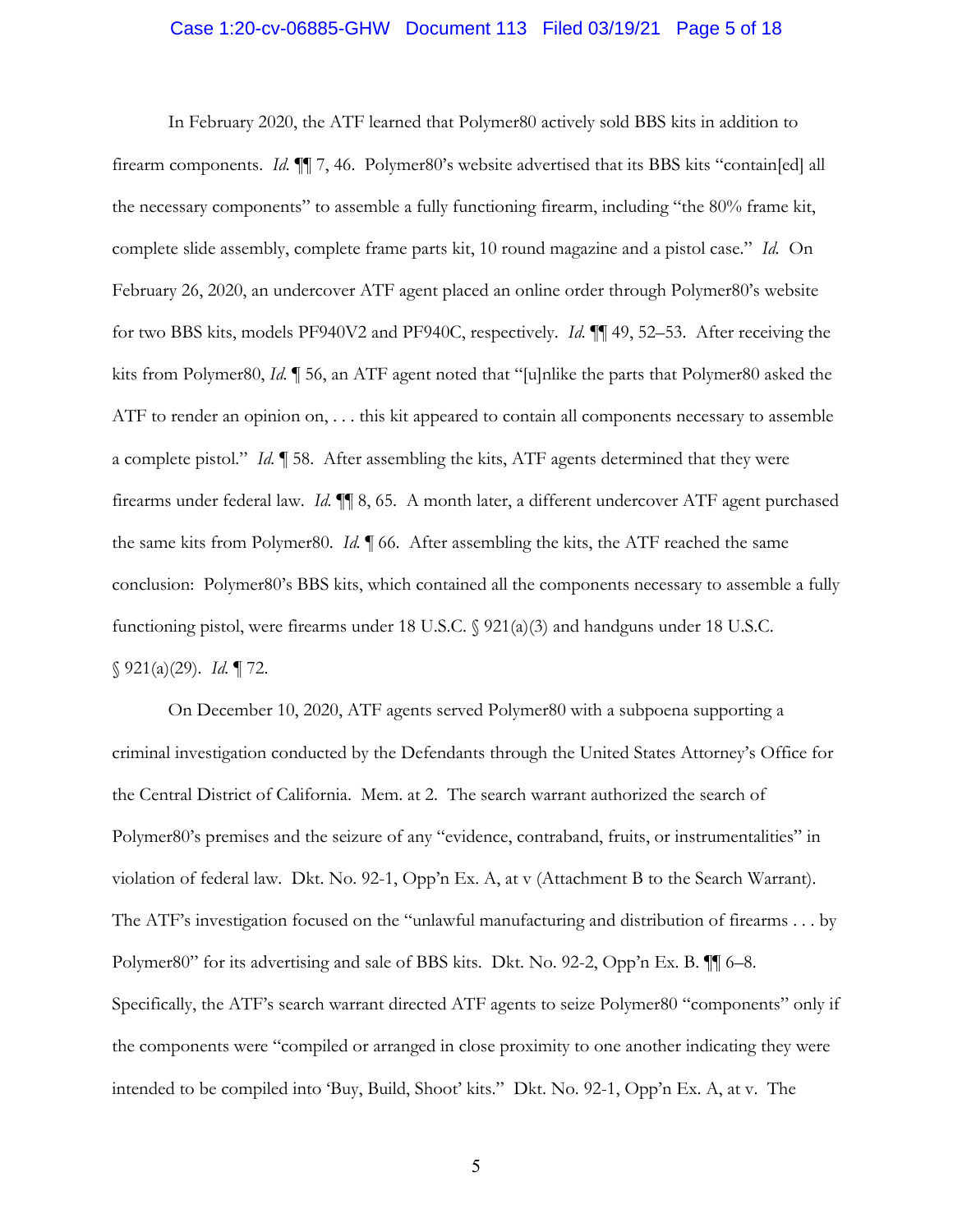In February 2020, the ATF learned that Polymer80 actively sold BBS kits in addition to firearm components. *Id.* ¶¶ 7, 46. Polymer80's website advertised that its BBS kits "contain[ed] all the necessary components" to assemble a fully functioning firearm, including "the 80% frame kit, complete slide assembly, complete frame parts kit, 10 round magazine and a pistol case." *Id.* On February 26, 2020, an undercover ATF agent placed an online order through Polymer80's website for two BBS kits, models PF940V2 and PF940C, respectively. *Id.* ¶¶ 49, 52–53. After receiving the kits from Polymer80, *Id.* ¶ 56, an ATF agent noted that "[u]nlike the parts that Polymer80 asked the ATF to render an opinion on, . . . this kit appeared to contain all components necessary to assemble a complete pistol." *Id.* ¶ 58. After assembling the kits, ATF agents determined that they were firearms under federal law. *Id.* ¶¶ 8, 65. A month later, a different undercover ATF agent purchased the same kits from Polymer80. *Id.* ¶ 66. After assembling the kits, the ATF reached the same conclusion: Polymer80's BBS kits, which contained all the components necessary to assemble a fully functioning pistol, were firearms under 18 U.S.C. § 921(a)(3) and handguns under 18 U.S.C. § 921(a)(29). *Id.* ¶ 72.

On December 10, 2020, ATF agents served Polymer80 with a subpoena supporting a criminal investigation conducted by the Defendants through the United States Attorney's Office for the Central District of California. Mem. at 2. The search warrant authorized the search of Polymer80's premises and the seizure of any "evidence, contraband, fruits, or instrumentalities" in violation of federal law. Dkt. No. 92-1, Opp'n Ex. A, at v (Attachment B to the Search Warrant). The ATF's investigation focused on the "unlawful manufacturing and distribution of firearms . . . by Polymer80" for its advertising and sale of BBS kits. Dkt. No. 92-2, Opp'n Ex. B. ¶¶ 6–8. Specifically, the ATF's search warrant directed ATF agents to seize Polymer80 "components" only if the components were "compiled or arranged in close proximity to one another indicating they were intended to be compiled into 'Buy, Build, Shoot' kits." Dkt. No. 92-1, Opp'n Ex. A, at v. The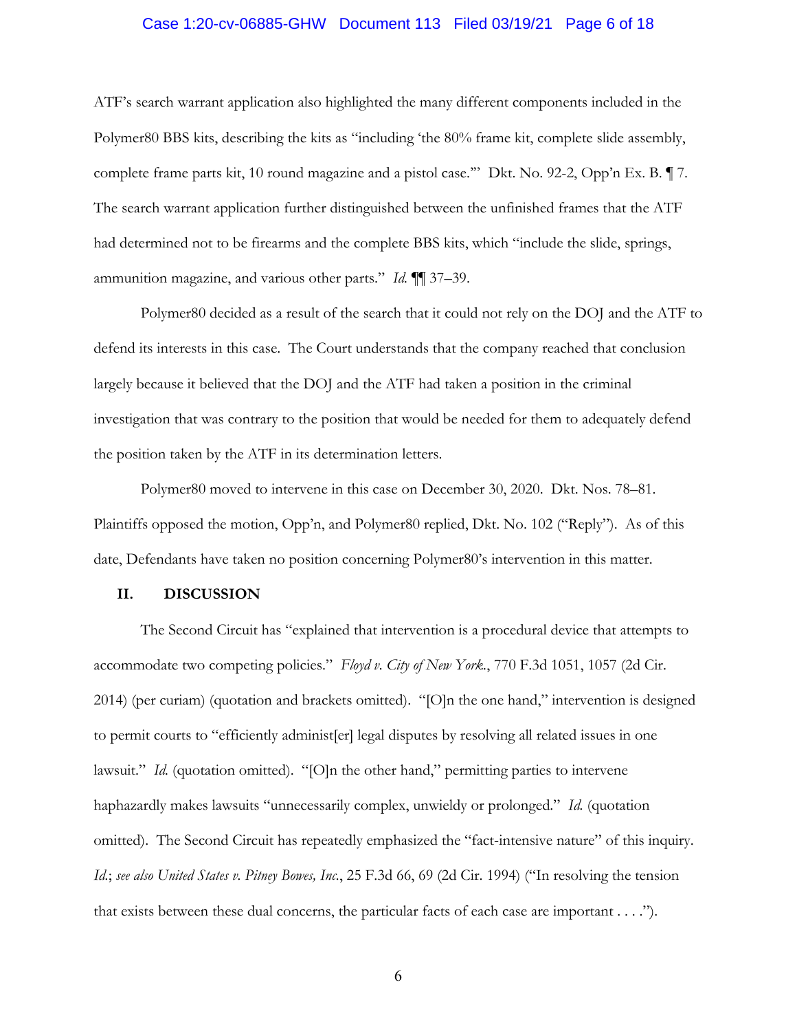ATF's search warrant application also highlighted the many different components included in the Polymer80 BBS kits, describing the kits as "including 'the 80% frame kit, complete slide assembly, complete frame parts kit, 10 round magazine and a pistol case.'" Dkt. No. 92-2, Opp'n Ex. B. ¶ 7. The search warrant application further distinguished between the unfinished frames that the ATF had determined not to be firearms and the complete BBS kits, which "include the slide, springs, ammunition magazine, and various other parts." *Id.* ¶¶ 37–39.

Polymer80 decided as a result of the search that it could not rely on the DOJ and the ATF to defend its interests in this case. The Court understands that the company reached that conclusion largely because it believed that the DOJ and the ATF had taken a position in the criminal investigation that was contrary to the position that would be needed for them to adequately defend the position taken by the ATF in its determination letters.

Polymer80 moved to intervene in this case on December 30, 2020. Dkt. Nos. 78–81. Plaintiffs opposed the motion, Opp'n, and Polymer80 replied, Dkt. No. 102 ("Reply"). As of this date, Defendants have taken no position concerning Polymer80's intervention in this matter.

## II. DISCUSSION

The Second Circuit has "explained that intervention is a procedural device that attempts to accommodate two competing policies." *Floyd v. City of New York.*, 770 F.3d 1051, 1057 (2d Cir. 2014) (per curiam) (quotation and brackets omitted). "[O]n the one hand," intervention is designed to permit courts to "efficiently administ[er] legal disputes by resolving all related issues in one lawsuit." *Id.* (quotation omitted). "[O]n the other hand," permitting parties to intervene haphazardly makes lawsuits "unnecessarily complex, unwieldy or prolonged." *Id.* (quotation omitted). The Second Circuit has repeatedly emphasized the "fact-intensive nature" of this inquiry. *Id.*; *see also United States v. Pitney Bowes, Inc.*, 25 F.3d 66, 69 (2d Cir. 1994) ("In resolving the tension that exists between these dual concerns, the particular facts of each case are important . . . .").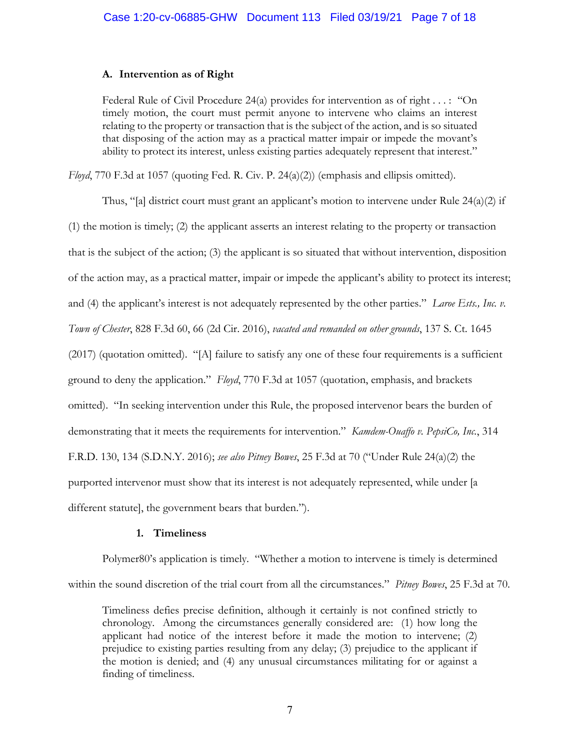### A. Intervention as of Right

> Federal Rule of Civil Procedure 24(a) provides for intervention as of right . . . : "On timely motion, the court must permit anyone to intervene who claims an interest relating to the property or transaction that is the subject of the action, and is so situated that disposing of the action may as a practical matter impair or impede the movant's ability to protect its interest, unless existing parties adequately represent that interest."

*Floyd*, 770 F.3d at 1057 (quoting Fed. R. Civ. P. 24(a)(2)) (emphasis and ellipsis omitted).

Thus, "[a] district court must grant an applicant's motion to intervene under Rule 24(a)(2) if (1) the motion is timely; (2) the applicant asserts an interest relating to the property or transaction that is the subject of the action; (3) the applicant is so situated that without intervention, disposition of the action may, as a practical matter, impair or impede the applicant's ability to protect its interest; and (4) the applicant's interest is not adequately represented by the other parties." *Laroe Ests., Inc. v. Town of Chester*, 828 F.3d 60, 66 (2d Cir. 2016), *vacated and remanded on other grounds*, 137 S. Ct. 1645 (2017) (quotation omitted). "[A] failure to satisfy any one of these four requirements is a sufficient ground to deny the application." *Floyd*, 770 F.3d at 1057 (quotation, emphasis, and brackets omitted). "In seeking intervention under this Rule, the proposed intervenor bears the burden of demonstrating that it meets the requirements for intervention." *Kamdem-Ouaffo v. PepsiCo, Inc.*, 314 F.R.D. 130, 134 (S.D.N.Y. 2016); *see also Pitney Bowes*, 25 F.3d at 70 ("Under Rule 24(a)(2) the purported intervenor must show that its interest is not adequately represented, while under [a different statute], the government bears that burden.").

#### 1. Timeliness

Polymer80's application is timely. "Whether a motion to intervene is timely is determined within the sound discretion of the trial court from all the circumstances." *Pitney Bowes*, 25 F.3d at 70.

> Timeliness defies precise definition, although it certainly is not confined strictly to chronology. Among the circumstances generally considered are: (1) how long the applicant had notice of the interest before it made the motion to intervene; (2) prejudice to existing parties resulting from any delay; (3) prejudice to the applicant if the motion is denied; and (4) any unusual circumstances militating for or against a finding of timeliness.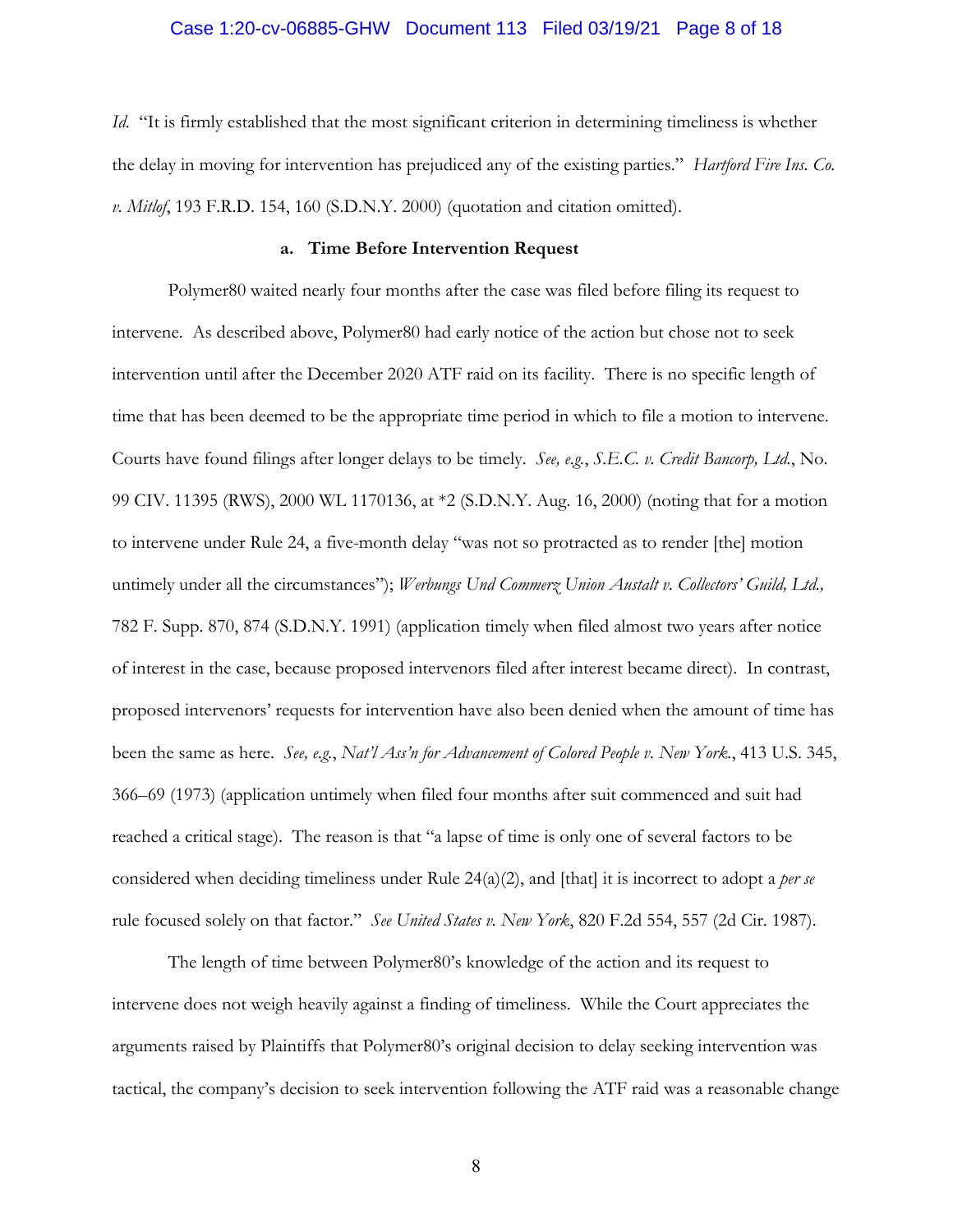*Id.* "It is firmly established that the most significant criterion in determining timeliness is whether the delay in moving for intervention has prejudiced any of the existing parties." *Hartford Fire Ins. Co. v. Mitlof*, 193 F.R.D. 154, 160 (S.D.N.Y. 2000) (quotation and citation omitted).

**a. Time Before Intervention Request**

Polymer80 waited nearly four months after the case was filed before filing its request to intervene. As described above, Polymer80 had early notice of the action but chose not to seek intervention until after the December 2020 ATF raid on its facility. There is no specific length of time that has been deemed to be the appropriate time period in which to file a motion to intervene. Courts have found filings after longer delays to be timely. *See, e.g.*, *S.E.C. v. Credit Bancorp, Ltd.*, No. 99 CIV. 11395 (RWS), 2000 WL 1170136, at *2 (S.D.N.Y. Aug. 16, 2000) (noting that for a motion to intervene under Rule 24, a five-month delay "was not so protracted as to render [the] motion untimely under all the circumstances"); *Werbungs Und Commerz Union Austalt v. Collectors' Guild, Ltd.,* 782 F. Supp. 870, 874 (S.D.N.Y. 1991) (application timely when filed almost two years after notice of interest in the case, because proposed intervenors filed after interest became direct). In contrast, proposed intervenors' requests for intervention have also been denied when the amount of time has been the same as here. *See, e.g.*, *Nat'l Ass'n for Advancement of Colored People v. New York.*, 413 U.S. 345, 366–69 (1973) (application untimely when filed four months after suit commenced and suit had reached a critical stage). The reason is that "a lapse of time is only one of several factors to be considered when deciding timeliness under Rule 24(a)(2), and [that] it is incorrect to adopt a *per se* rule focused solely on that factor." *See United States v. New York*, 820 F.2d 554, 557 (2d Cir. 1987).

The length of time between Polymer80's knowledge of the action and its request to intervene does not weigh heavily against a finding of timeliness. While the Court appreciates the arguments raised by Plaintiffs that Polymer80's original decision to delay seeking intervention was tactical, the company's decision to seek intervention following the ATF raid was a reasonable change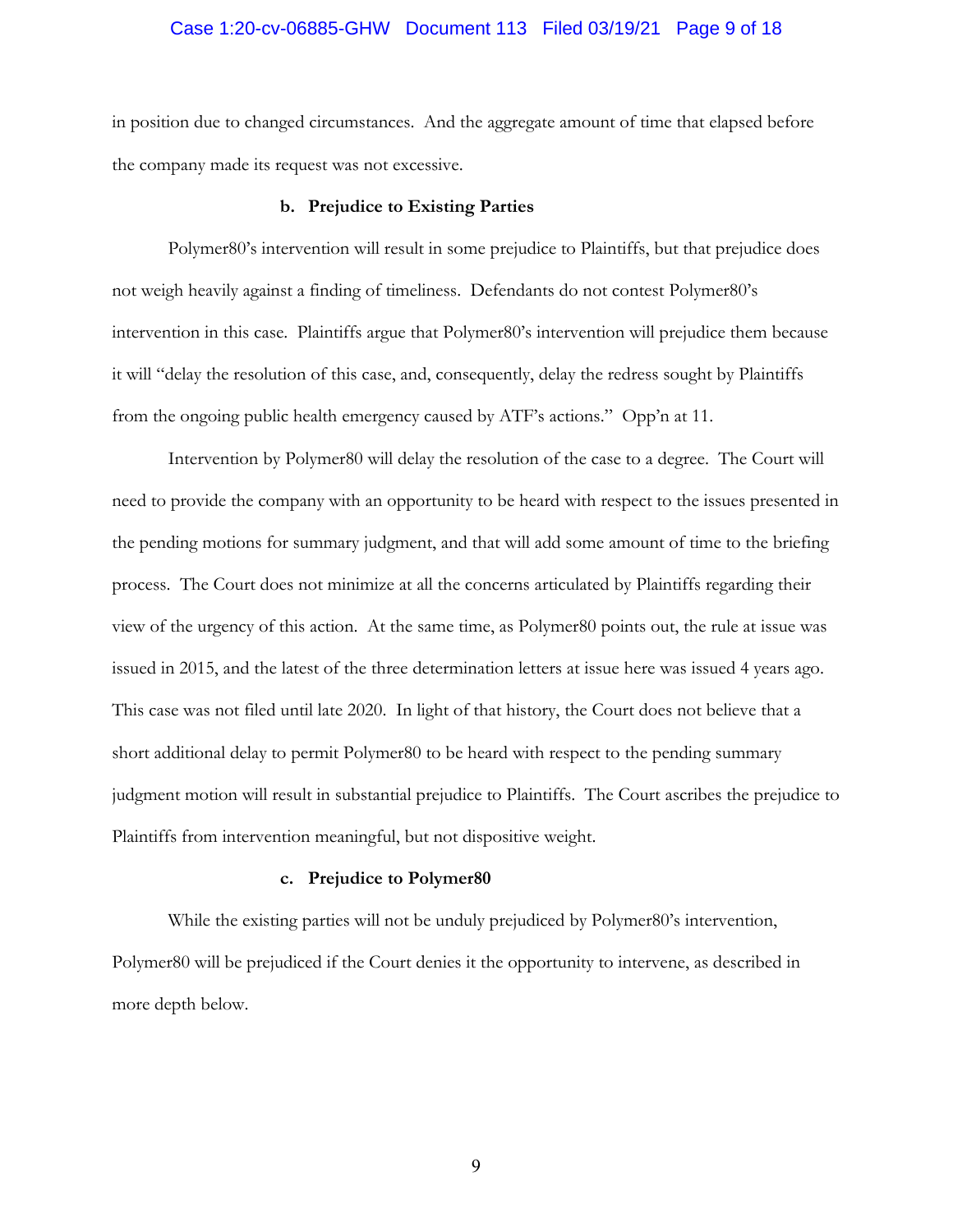in position due to changed circumstances. And the aggregate amount of time that elapsed before the company made its request was not excessive.

**b. Prejudice to Existing Parties**

Polymer80's intervention will result in some prejudice to Plaintiffs, but that prejudice does not weigh heavily against a finding of timeliness. Defendants do not contest Polymer80's intervention in this case. Plaintiffs argue that Polymer80's intervention will prejudice them because it will "delay the resolution of this case, and, consequently, delay the redress sought by Plaintiffs from the ongoing public health emergency caused by ATF's actions." Opp'n at 11.

Intervention by Polymer80 will delay the resolution of the case to a degree. The Court will need to provide the company with an opportunity to be heard with respect to the issues presented in the pending motions for summary judgment, and that will add some amount of time to the briefing process. The Court does not minimize at all the concerns articulated by Plaintiffs regarding their view of the urgency of this action. At the same time, as Polymer80 points out, the rule at issue was issued in 2015, and the latest of the three determination letters at issue here was issued 4 years ago. This case was not filed until late 2020. In light of that history, the Court does not believe that a short additional delay to permit Polymer80 to be heard with respect to the pending summary judgment motion will result in substantial prejudice to Plaintiffs. The Court ascribes the prejudice to Plaintiffs from intervention meaningful, but not dispositive weight.

**c. Prejudice to Polymer80**

While the existing parties will not be unduly prejudiced by Polymer80's intervention, Polymer80 will be prejudiced if the Court denies it the opportunity to intervene, as described in more depth below.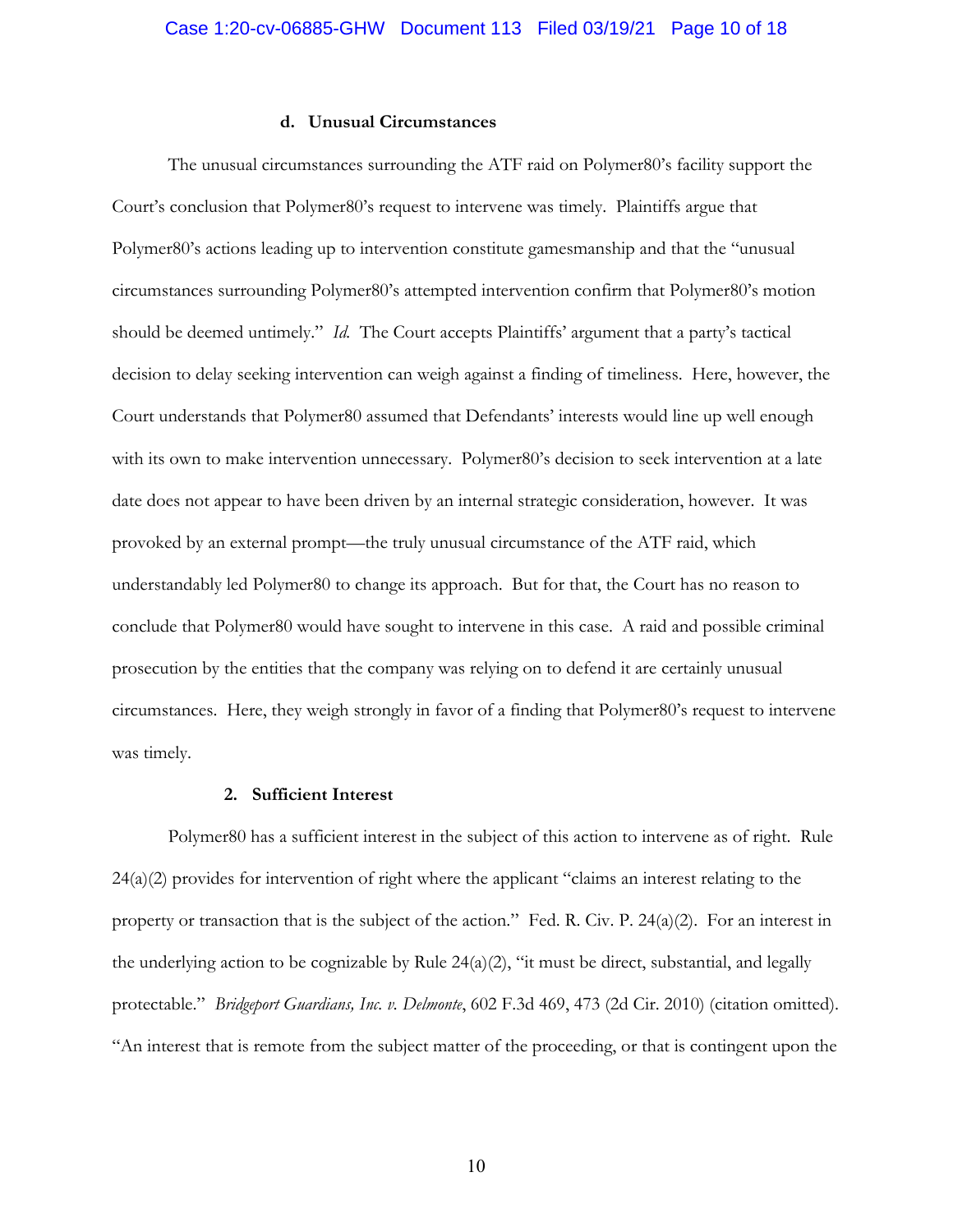#### d. Unusual Circumstances

The unusual circumstances surrounding the ATF raid on Polymer80's facility support the Court's conclusion that Polymer80's request to intervene was timely. Plaintiffs argue that Polymer80's actions leading up to intervention constitute gamesmanship and that the "unusual circumstances surrounding Polymer80's attempted intervention confirm that Polymer80's motion should be deemed untimely." *Id.* The Court accepts Plaintiffs' argument that a party's tactical decision to delay seeking intervention can weigh against a finding of timeliness. Here, however, the Court understands that Polymer80 assumed that Defendants' interests would line up well enough with its own to make intervention unnecessary. Polymer80's decision to seek intervention at a late date does not appear to have been driven by an internal strategic consideration, however. It was provoked by an external prompt—the truly unusual circumstance of the ATF raid, which understandably led Polymer80 to change its approach. But for that, the Court has no reason to conclude that Polymer80 would have sought to intervene in this case. A raid and possible criminal prosecution by the entities that the company was relying on to defend it are certainly unusual circumstances. Here, they weigh strongly in favor of a finding that Polymer80's request to intervene was timely.

### 2. Sufficient Interest

Polymer80 has a sufficient interest in the subject of this action to intervene as of right. Rule 24(a)(2) provides for intervention of right where the applicant "claims an interest relating to the property or transaction that is the subject of the action." Fed. R. Civ. P. 24(a)(2). For an interest in the underlying action to be cognizable by Rule 24(a)(2), "it must be direct, substantial, and legally protectable." *Bridgeport Guardians, Inc. v. Delmonte*, 602 F.3d 469, 473 (2d Cir. 2010) (citation omitted). "An interest that is remote from the subject matter of the proceeding, or that is contingent upon the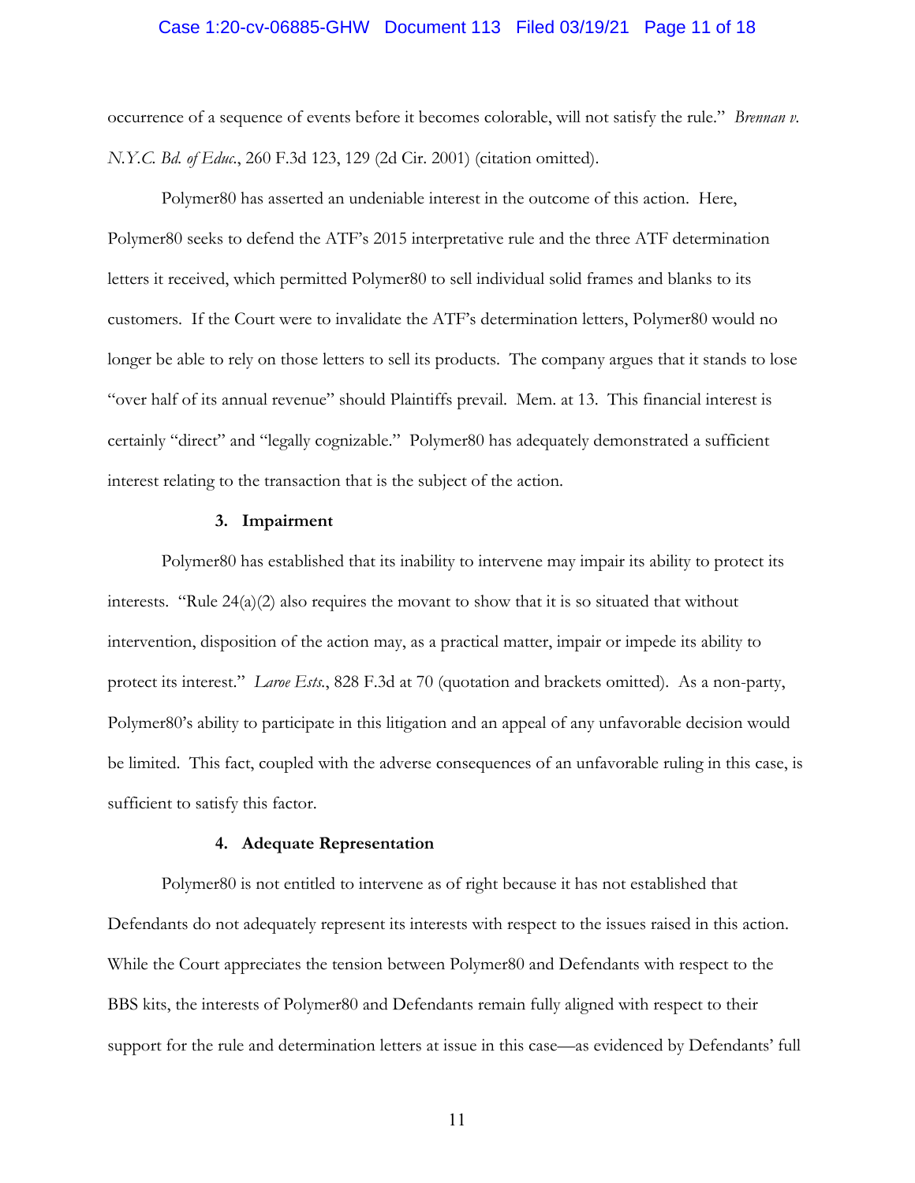occurrence of a sequence of events before it becomes colorable, will not satisfy the rule." *Brennan v. N.Y.C. Bd. of Educ.*, 260 F.3d 123, 129 (2d Cir. 2001) (citation omitted).

Polymer80 has asserted an undeniable interest in the outcome of this action. Here, Polymer80 seeks to defend the ATF's 2015 interpretative rule and the three ATF determination letters it received, which permitted Polymer80 to sell individual solid frames and blanks to its customers. If the Court were to invalidate the ATF's determination letters, Polymer80 would no longer be able to rely on those letters to sell its products. The company argues that it stands to lose "over half of its annual revenue" should Plaintiffs prevail. Mem. at 13. This financial interest is certainly "direct" and "legally cognizable." Polymer80 has adequately demonstrated a sufficient interest relating to the transaction that is the subject of the action.

#### 3. Impairment

Polymer80 has established that its inability to intervene may impair its ability to protect its interests. "Rule 24(a)(2) also requires the movant to show that it is so situated that without intervention, disposition of the action may, as a practical matter, impair or impede its ability to protect its interest." *Laroe Ests.*, 828 F.3d at 70 (quotation and brackets omitted). As a non-party, Polymer80's ability to participate in this litigation and an appeal of any unfavorable decision would be limited. This fact, coupled with the adverse consequences of an unfavorable ruling in this case, is sufficient to satisfy this factor.

#### 4. Adequate Representation

Polymer80 is not entitled to intervene as of right because it has not established that Defendants do not adequately represent its interests with respect to the issues raised in this action. While the Court appreciates the tension between Polymer80 and Defendants with respect to the BBS kits, the interests of Polymer80 and Defendants remain fully aligned with respect to their support for the rule and determination letters at issue in this case—as evidenced by Defendants' full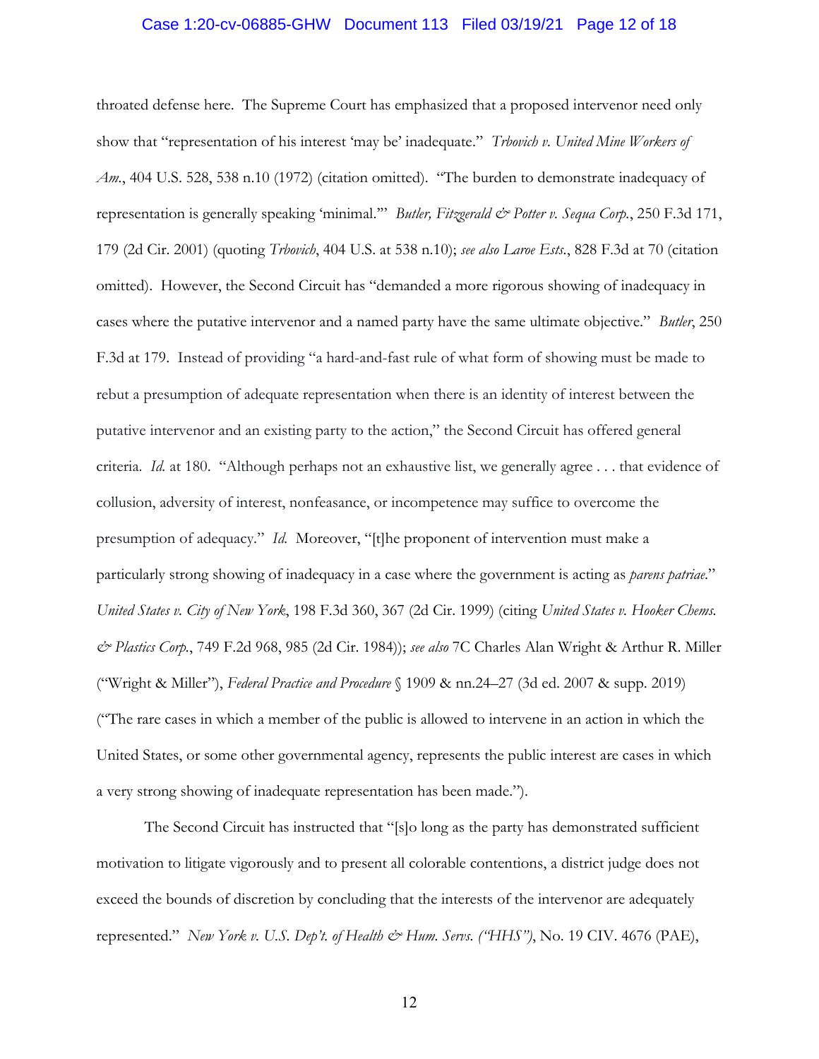throated defense here. The Supreme Court has emphasized that a proposed intervenor need only show that "representation of his interest 'may be' inadequate." *Trbovich v. United Mine Workers of Am.*, 404 U.S. 528, 538 n.10 (1972) (citation omitted). "The burden to demonstrate inadequacy of representation is generally speaking 'minimal.'" *Butler, Fitzgerald & Potter v. Sequa Corp.*, 250 F.3d 171, 179 (2d Cir. 2001) (quoting *Trbovich*, 404 U.S. at 538 n.10); *see also Laroe Ests.*, 828 F.3d at 70 (citation omitted). However, the Second Circuit has "demanded a more rigorous showing of inadequacy in cases where the putative intervenor and a named party have the same ultimate objective." *Butler*, 250 F.3d at 179. Instead of providing "a hard-and-fast rule of what form of showing must be made to rebut a presumption of adequate representation when there is an identity of interest between the putative intervenor and an existing party to the action," the Second Circuit has offered general criteria. *Id.* at 180. "Although perhaps not an exhaustive list, we generally agree . . . that evidence of collusion, adversity of interest, nonfeasance, or incompetence may suffice to overcome the presumption of adequacy." *Id.* Moreover, "[t]he proponent of intervention must make a particularly strong showing of inadequacy in a case where the government is acting as *parens patriae*." *United States v. City of New York*, 198 F.3d 360, 367 (2d Cir. 1999) (citing *United States v. Hooker Chems. & Plastics Corp.*, 749 F.2d 968, 985 (2d Cir. 1984)); *see also* 7C Charles Alan Wright & Arthur R. Miller ("Wright & Miller"), *Federal Practice and Procedure* § 1909 & nn.24–27 (3d ed. 2007 & supp. 2019) ("The rare cases in which a member of the public is allowed to intervene in an action in which the United States, or some other governmental agency, represents the public interest are cases in which a very strong showing of inadequate representation has been made.").

The Second Circuit has instructed that "[s]o long as the party has demonstrated sufficient motivation to litigate vigorously and to present all colorable contentions, a district judge does not exceed the bounds of discretion by concluding that the interests of the intervenor are adequately represented." *New York v. U.S. Dep't. of Health & Hum. Servs. ("HHS")*, No. 19 CIV. 4676 (PAE),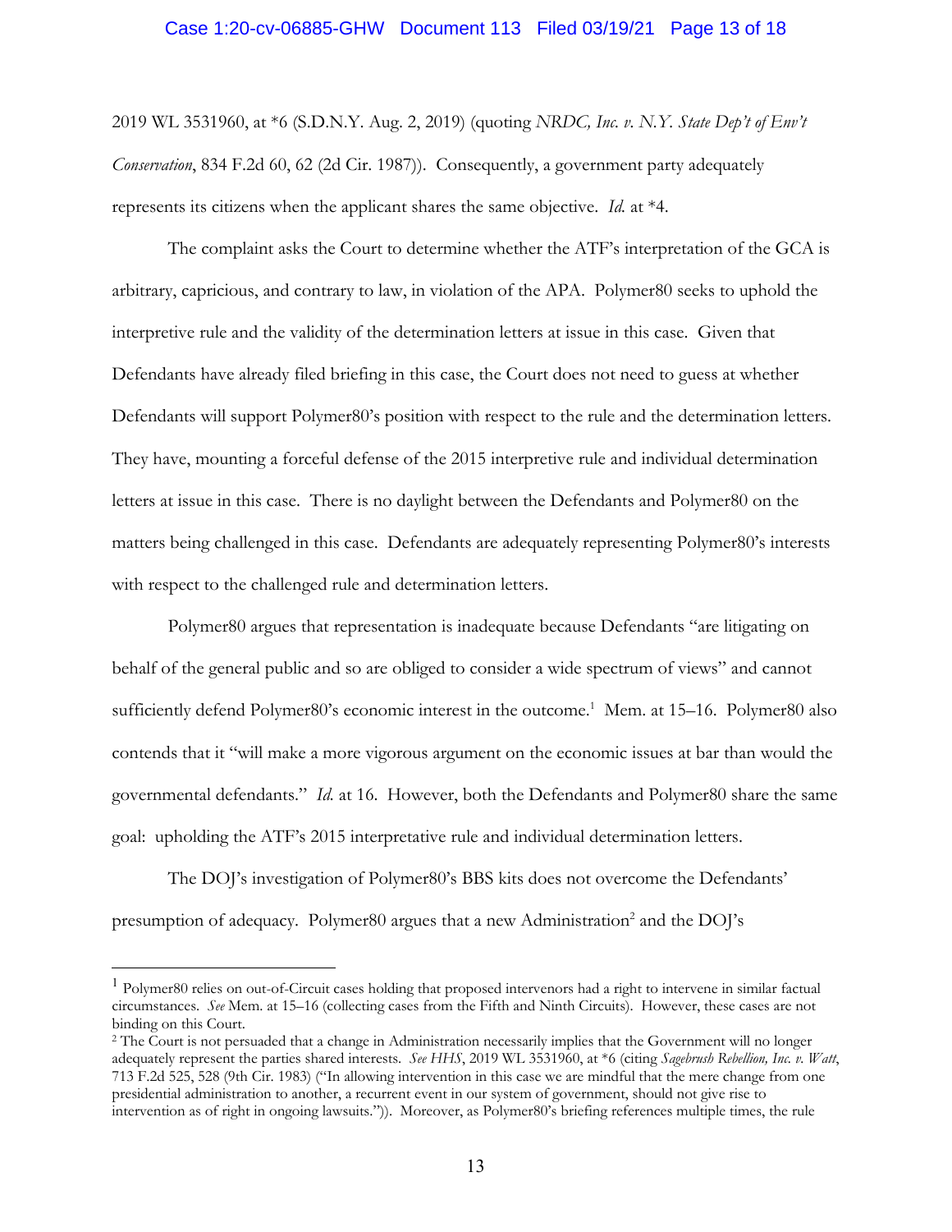2019 WL 3531960, at *6 (S.D.N.Y. Aug. 2, 2019) (quoting *NRDC, Inc. v. N.Y. State Dep't of Env't Conservation*, 834 F.2d 60, 62 (2d Cir. 1987)). Consequently, a government party adequately represents its citizens when the applicant shares the same objective. *Id.* at *4.

The complaint asks the Court to determine whether the ATF's interpretation of the GCA is arbitrary, capricious, and contrary to law, in violation of the APA. Polymer80 seeks to uphold the interpretive rule and the validity of the determination letters at issue in this case. Given that Defendants have already filed briefing in this case, the Court does not need to guess at whether Defendants will support Polymer80's position with respect to the rule and the determination letters. They have, mounting a forceful defense of the 2015 interpretive rule and individual determination letters at issue in this case. There is no daylight between the Defendants and Polymer80 on the matters being challenged in this case. Defendants are adequately representing Polymer80's interests with respect to the challenged rule and determination letters.

Polymer80 argues that representation is inadequate because Defendants "are litigating on behalf of the general public and so are obliged to consider a wide spectrum of views" and cannot sufficiently defend Polymer80's economic interest in the outcome.[1] Mem. at 15–16. Polymer80 also contends that it "will make a more vigorous argument on the economic issues at bar than would the governmental defendants." *Id.* at 16. However, both the Defendants and Polymer80 share the same goal: upholding the ATF's 2015 interpretative rule and individual determination letters.

The DOJ's investigation of Polymer80's BBS kits does not overcome the Defendants' presumption of adequacy. Polymer80 argues that a new Administration[2] and the DOJ's

---

[1] Polymer80 relies on out-of-Circuit cases holding that proposed intervenors had a right to intervene in similar factual circumstances. *See* Mem. at 15–16 (collecting cases from the Fifth and Ninth Circuits). However, these cases are not binding on this Court.

[2] The Court is not persuaded that a change in Administration necessarily implies that the Government will no longer adequately represent the parties shared interests. *See HHS*, 2019 WL 3531960, at *6 (citing *Sagebrush Rebellion, Inc. v. Watt*, 713 F.2d 525, 528 (9th Cir. 1983) ("In allowing intervention in this case we are mindful that the mere change from one presidential administration to another, a recurrent event in our system of government, should not give rise to intervention as of right in ongoing lawsuits.")). Moreover, as Polymer80's briefing references multiple times, the rule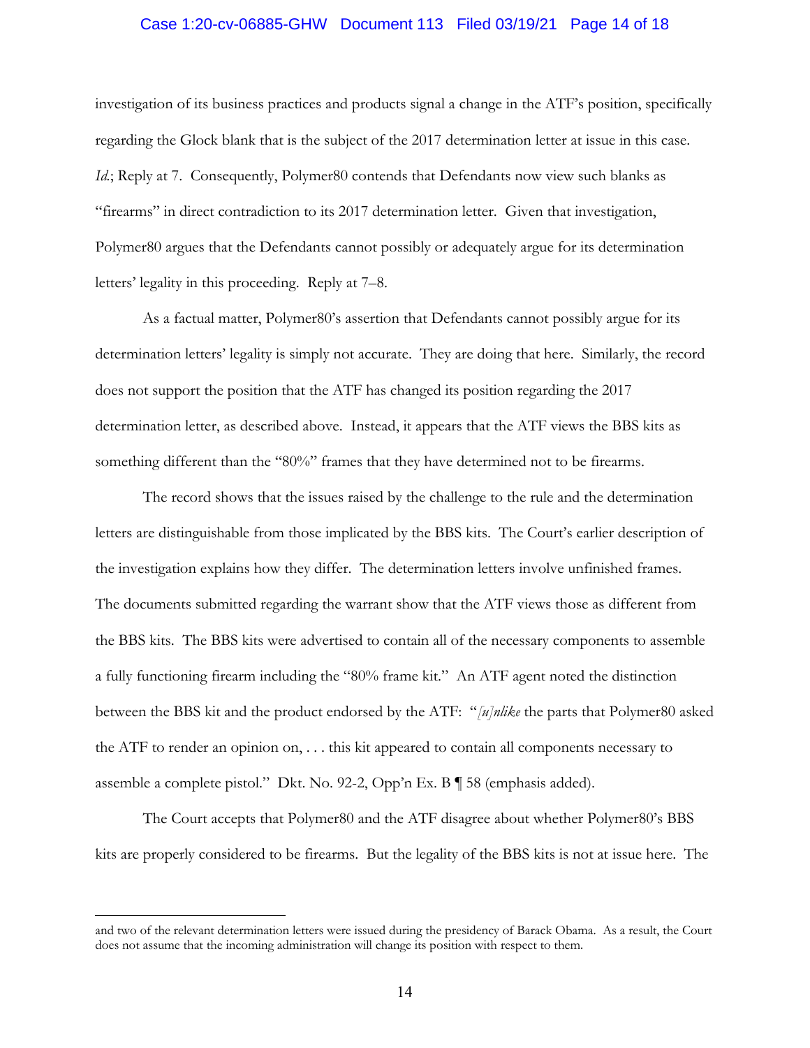investigation of its business practices and products signal a change in the ATF's position, specifically regarding the Glock blank that is the subject of the 2017 determination letter at issue in this case. *Id.*; Reply at 7. Consequently, Polymer80 contends that Defendants now view such blanks as "firearms" in direct contradiction to its 2017 determination letter. Given that investigation, Polymer80 argues that the Defendants cannot possibly or adequately argue for its determination letters' legality in this proceeding. Reply at 7–8.

As a factual matter, Polymer80's assertion that Defendants cannot possibly argue for its determination letters' legality is simply not accurate. They are doing that here. Similarly, the record does not support the position that the ATF has changed its position regarding the 2017 determination letter, as described above. Instead, it appears that the ATF views the BBS kits as something different than the "80%" frames that they have determined not to be firearms.

The record shows that the issues raised by the challenge to the rule and the determination letters are distinguishable from those implicated by the BBS kits. The Court's earlier description of the investigation explains how they differ. The determination letters involve unfinished frames. The documents submitted regarding the warrant show that the ATF views those as different from the BBS kits. The BBS kits were advertised to contain all of the necessary components to assemble a fully functioning firearm including the "80% frame kit." An ATF agent noted the distinction between the BBS kit and the product endorsed by the ATF: "*[u]nlike* the parts that Polymer80 asked the ATF to render an opinion on, . . . this kit appeared to contain all components necessary to assemble a complete pistol." Dkt. No. 92-2, Opp'n Ex. B ¶ 58 (emphasis added).

The Court accepts that Polymer80 and the ATF disagree about whether Polymer80's BBS kits are properly considered to be firearms. But the legality of the BBS kits is not at issue here. The

---

and two of the relevant determination letters were issued during the presidency of Barack Obama. As a result, the Court does not assume that the incoming administration will change its position with respect to them.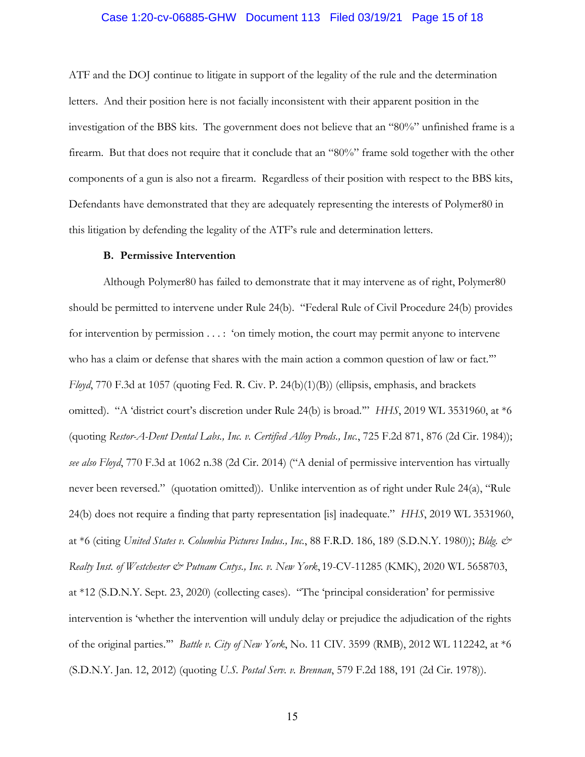ATF and the DOJ continue to litigate in support of the legality of the rule and the determination letters. And their position here is not facially inconsistent with their apparent position in the investigation of the BBS kits. The government does not believe that an "80%" unfinished frame is a firearm. But that does not require that it conclude that an "80%" frame sold together with the other components of a gun is also not a firearm. Regardless of their position with respect to the BBS kits, Defendants have demonstrated that they are adequately representing the interests of Polymer80 in this litigation by defending the legality of the ATF's rule and determination letters.

**B. Permissive Intervention**

Although Polymer80 has failed to demonstrate that it may intervene as of right, Polymer80 should be permitted to intervene under Rule 24(b). "Federal Rule of Civil Procedure 24(b) provides for intervention by permission . . . : 'on timely motion, the court may permit anyone to intervene who has a claim or defense that shares with the main action a common question of law or fact.'" *Floyd*, 770 F.3d at 1057 (quoting Fed. R. Civ. P. 24(b)(1)(B)) (ellipsis, emphasis, and brackets omitted). "A 'district court's discretion under Rule 24(b) is broad.'" *HHS*, 2019 WL 3531960, at *6 (quoting *Restor-A-Dent Dental Labs., Inc. v. Certified Alloy Prods., Inc.*, 725 F.2d 871, 876 (2d Cir. 1984)); *see also Floyd*, 770 F.3d at 1062 n.38 (2d Cir. 2014) ("A denial of permissive intervention has virtually never been reversed." (quotation omitted)). Unlike intervention as of right under Rule 24(a), "Rule 24(b) does not require a finding that party representation [is] inadequate." *HHS*, 2019 WL 3531960, at *6 (citing *United States v. Columbia Pictures Indus., Inc.*, 88 F.R.D. 186, 189 (S.D.N.Y. 1980)); *Bldg. & Realty Inst. of Westchester & Putnam Cntys., Inc. v. New York*, 19-CV-11285 (KMK), 2020 WL 5658703, at *12 (S.D.N.Y. Sept. 23, 2020) (collecting cases). "The 'principal consideration' for permissive intervention is 'whether the intervention will unduly delay or prejudice the adjudication of the rights of the original parties.'" *Battle v. City of New York*, No. 11 CIV. 3599 (RMB), 2012 WL 112242, at *6 (S.D.N.Y. Jan. 12, 2012) (quoting *U.S. Postal Serv. v. Brennan*, 579 F.2d 188, 191 (2d Cir. 1978)).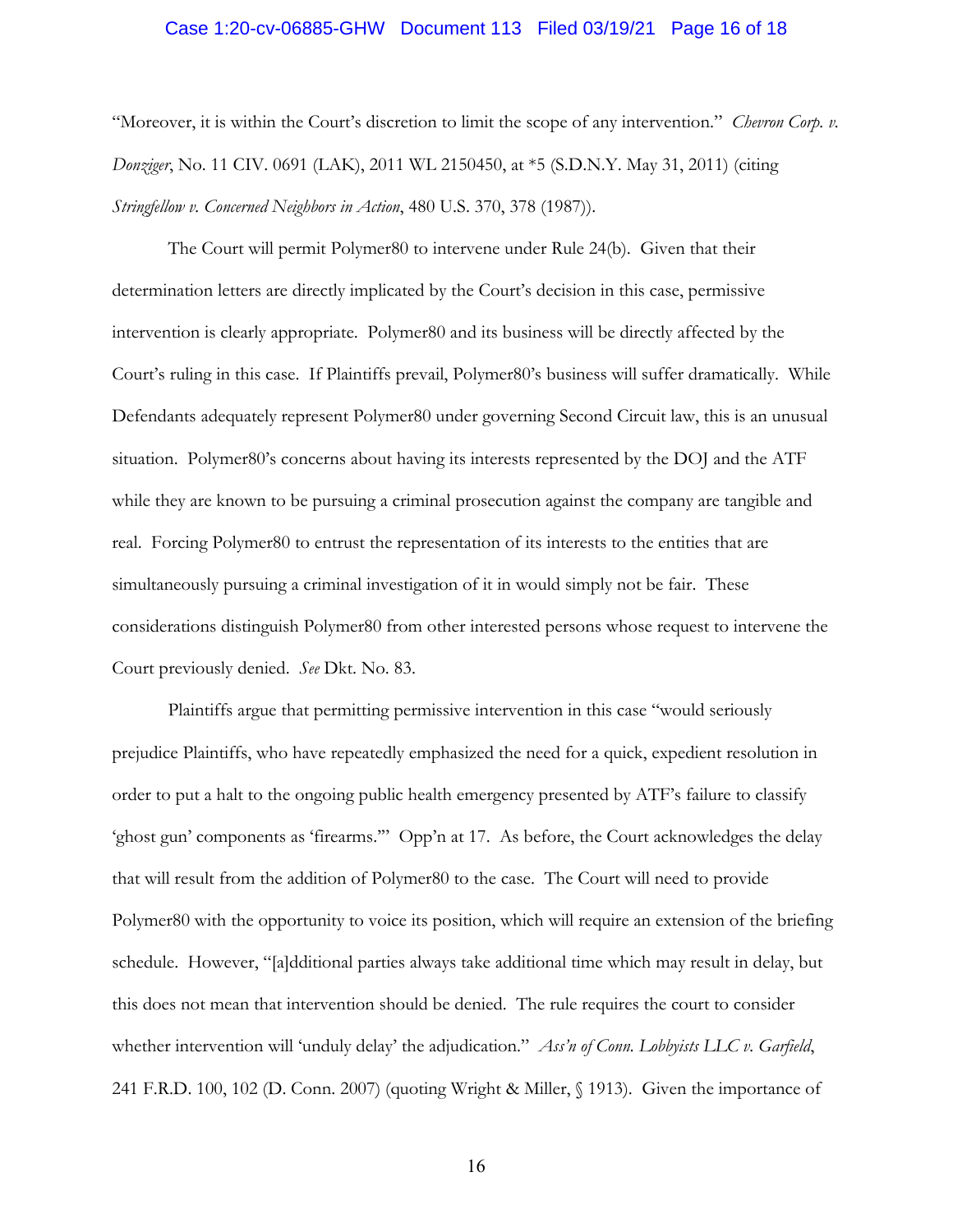"Moreover, it is within the Court's discretion to limit the scope of any intervention." *Chevron Corp. v. Donziger*, No. 11 CIV. 0691 (LAK), 2011 WL 2150450, at *5 (S.D.N.Y. May 31, 2011) (citing *Stringfellow v. Concerned Neighbors in Action*, 480 U.S. 370, 378 (1987)).

The Court will permit Polymer80 to intervene under Rule 24(b). Given that their determination letters are directly implicated by the Court's decision in this case, permissive intervention is clearly appropriate. Polymer80 and its business will be directly affected by the Court's ruling in this case. If Plaintiffs prevail, Polymer80's business will suffer dramatically. While Defendants adequately represent Polymer80 under governing Second Circuit law, this is an unusual situation. Polymer80's concerns about having its interests represented by the DOJ and the ATF while they are known to be pursuing a criminal prosecution against the company are tangible and real. Forcing Polymer80 to entrust the representation of its interests to the entities that are simultaneously pursuing a criminal investigation of it in would simply not be fair. These considerations distinguish Polymer80 from other interested persons whose request to intervene the Court previously denied. *See* Dkt. No. 83.

Plaintiffs argue that permitting permissive intervention in this case "would seriously prejudice Plaintiffs, who have repeatedly emphasized the need for a quick, expedient resolution in order to put a halt to the ongoing public health emergency presented by ATF's failure to classify 'ghost gun' components as 'firearms.'" Opp'n at 17. As before, the Court acknowledges the delay that will result from the addition of Polymer80 to the case. The Court will need to provide Polymer80 with the opportunity to voice its position, which will require an extension of the briefing schedule. However, "[a]dditional parties always take additional time which may result in delay, but this does not mean that intervention should be denied. The rule requires the court to consider whether intervention will 'unduly delay' the adjudication." *Ass'n of Conn. Lobbyists LLC v. Garfield*, 241 F.R.D. 100, 102 (D. Conn. 2007) (quoting Wright & Miller, § 1913). Given the importance of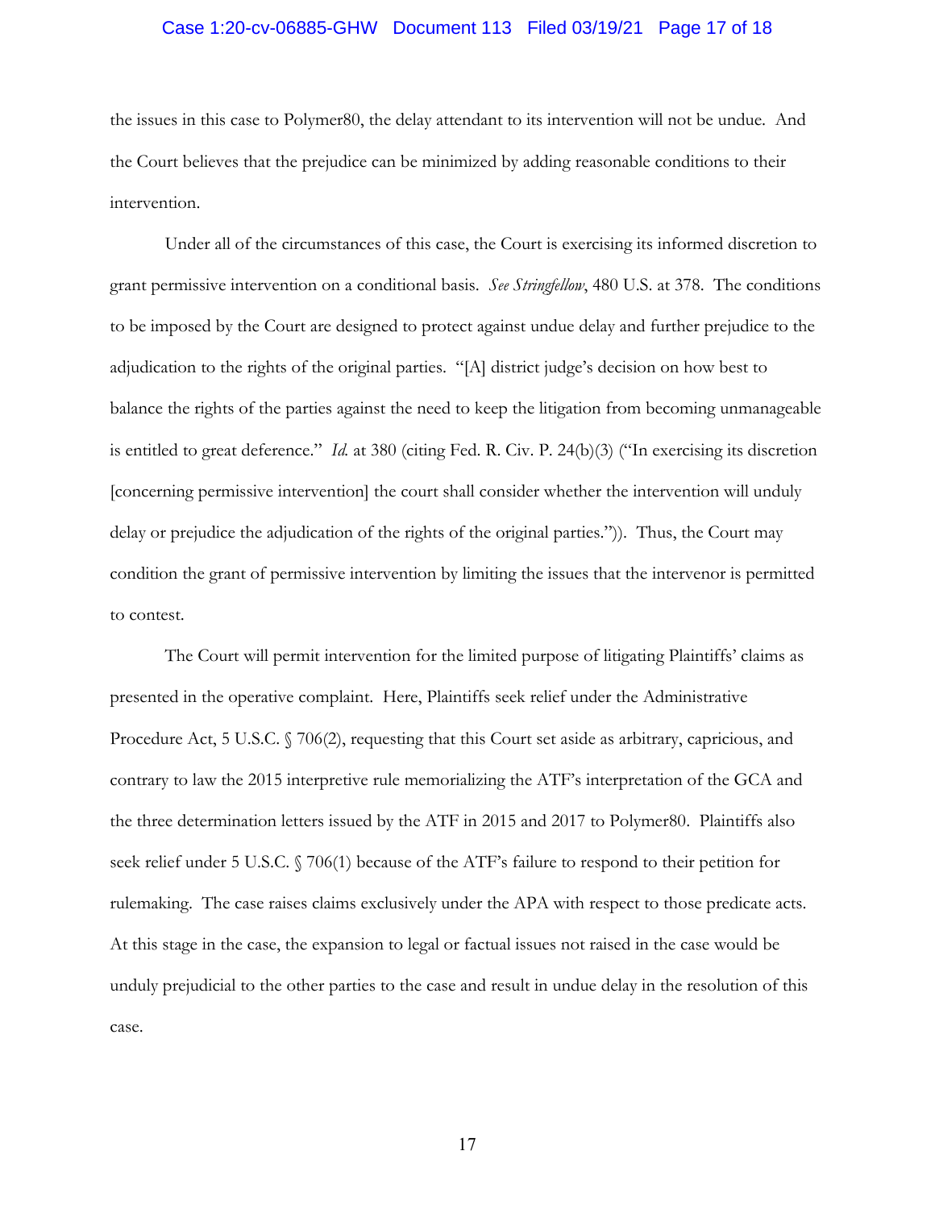the issues in this case to Polymer80, the delay attendant to its intervention will not be undue. And the Court believes that the prejudice can be minimized by adding reasonable conditions to their intervention.

Under all of the circumstances of this case, the Court is exercising its informed discretion to grant permissive intervention on a conditional basis. *See Stringfellow*, 480 U.S. at 378. The conditions to be imposed by the Court are designed to protect against undue delay and further prejudice to the adjudication to the rights of the original parties. "[A] district judge's decision on how best to balance the rights of the parties against the need to keep the litigation from becoming unmanageable is entitled to great deference." *Id.* at 380 (citing Fed. R. Civ. P. 24(b)(3) ("In exercising its discretion [concerning permissive intervention] the court shall consider whether the intervention will unduly delay or prejudice the adjudication of the rights of the original parties.")). Thus, the Court may condition the grant of permissive intervention by limiting the issues that the intervenor is permitted to contest.

The Court will permit intervention for the limited purpose of litigating Plaintiffs' claims as presented in the operative complaint. Here, Plaintiffs seek relief under the Administrative Procedure Act, 5 U.S.C. § 706(2), requesting that this Court set aside as arbitrary, capricious, and contrary to law the 2015 interpretive rule memorializing the ATF's interpretation of the GCA and the three determination letters issued by the ATF in 2015 and 2017 to Polymer80. Plaintiffs also seek relief under 5 U.S.C. § 706(1) because of the ATF's failure to respond to their petition for rulemaking. The case raises claims exclusively under the APA with respect to those predicate acts. At this stage in the case, the expansion to legal or factual issues not raised in the case would be unduly prejudicial to the other parties to the case and result in undue delay in the resolution of this case.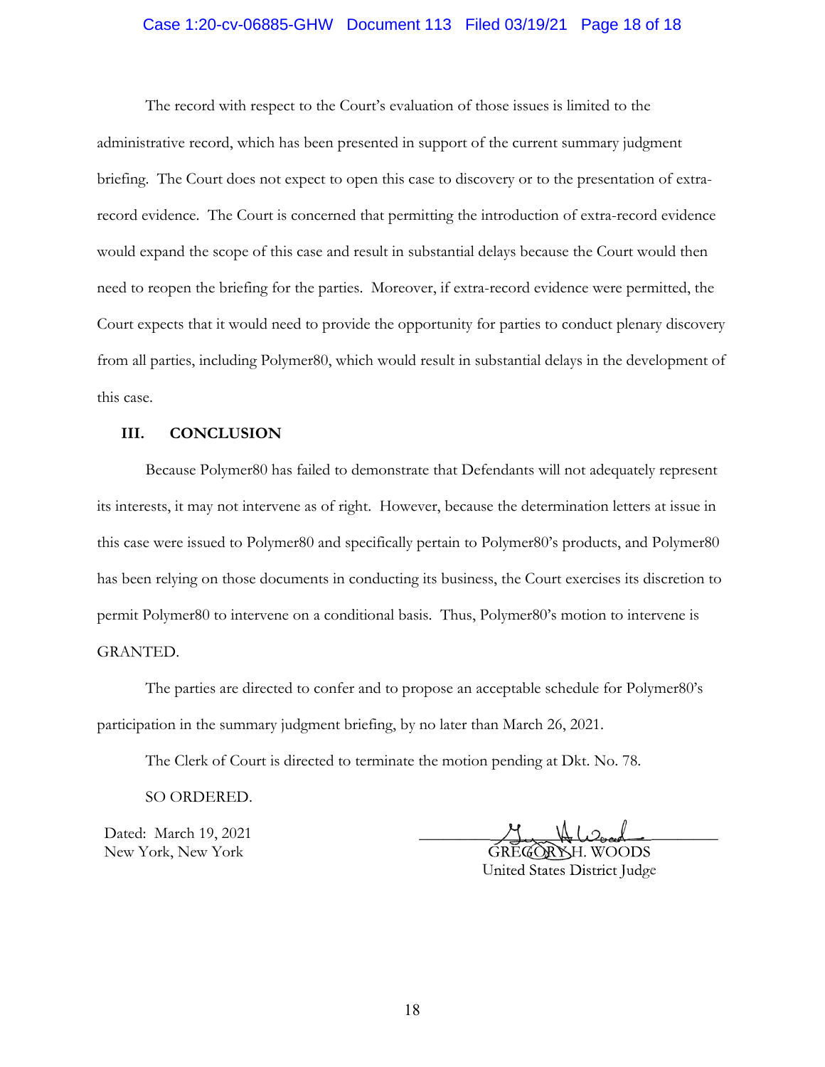The record with respect to the Court's evaluation of those issues is limited to the administrative record, which has been presented in support of the current summary judgment briefing. The Court does not expect to open this case to discovery or to the presentation of extra-record evidence. The Court is concerned that permitting the introduction of extra-record evidence would expand the scope of this case and result in substantial delays because the Court would then need to reopen the briefing for the parties. Moreover, if extra-record evidence were permitted, the Court expects that it would need to provide the opportunity for parties to conduct plenary discovery from all parties, including Polymer80, which would result in substantial delays in the development of this case.

## III. CONCLUSION

Because Polymer80 has failed to demonstrate that Defendants will not adequately represent its interests, it may not intervene as of right. However, because the determination letters at issue in this case were issued to Polymer80 and specifically pertain to Polymer80's products, and Polymer80 has been relying on those documents in conducting its business, the Court exercises its discretion to permit Polymer80 to intervene on a conditional basis. Thus, Polymer80's motion to intervene is GRANTED.

The parties are directed to confer and to propose an acceptable schedule for Polymer80's participation in the summary judgment briefing, by no later than March 26, 2021.

The Clerk of Court is directed to terminate the motion pending at Dkt. No. 78.

SO ORDERED.

Dated: March 19, 2021
New York, New York

GREGORY H. WOODS
United States District Judge